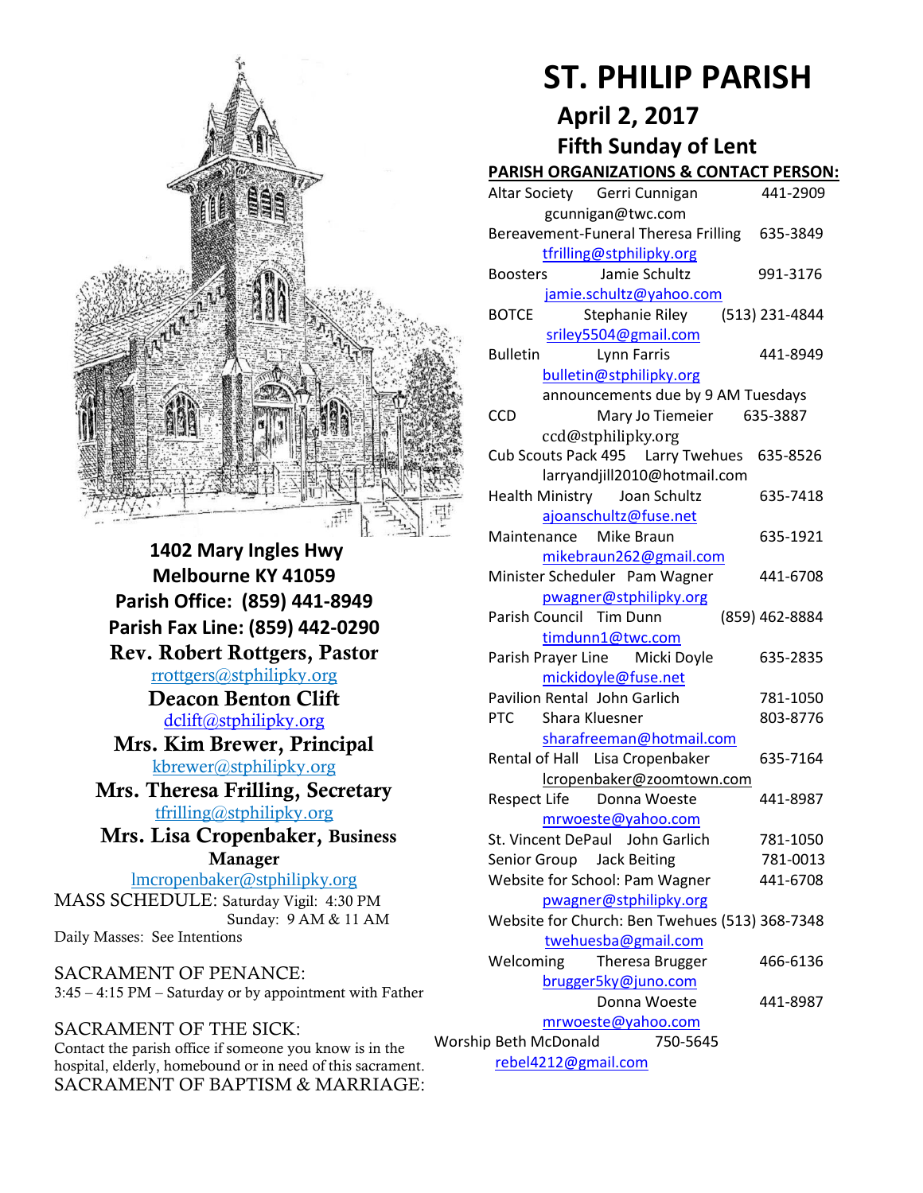# ST. PHILIP PARISH

## April 2, 2017

## Fifth Sunday of Lent

**1402 Mary Ingles Hwy**
**Melbourne KY 41059**
**Parish Office: (859) 441-8949**
**Parish Fax Line: (859) 442-0290**

**Rev. Robert Rottgers, Pastor**
rrottgers@stphilipky.org

**Deacon Benton Clift**
dclift@stphilipky.org

**Mrs. Kim Brewer, Principal**
kbrewer@stphilipky.org

**Mrs. Theresa Frilling, Secretary**
tfrilling@stphilipky.org

**Mrs. Lisa Cropenbaker, Business Manager**
lmcropenbaker@stphilipky.org

MASS SCHEDULE: Saturday Vigil: 4:30 PM
Sunday: 9 AM & 11 AM
Daily Masses: See Intentions

SACRAMENT OF PENANCE:
3:45 – 4:15 PM – Saturday or by appointment with Father

SACRAMENT OF THE SICK:
Contact the parish office if someone you know is in the hospital, elderly, homebound or in need of this sacrament.

SACRAMENT OF BAPTISM & MARRIAGE:

**PARISH ORGANIZATIONS & CONTACT PERSON:**

| Organization | Contact Person | Phone |
|---|---|---|
| Altar Society | Gerri Cunnigan gcunnigan@twc.com | 441-2909 |
| Bereavement-Funeral | Theresa Frilling tfrilling@stphilipky.org | 635-3849 |
| Boosters | Jamie Schultz jamie.schultz@yahoo.com | 991-3176 |
| BOTCE | Stephanie Riley sriley5504@gmail.com | (513) 231-4844 |
| Bulletin | Lynn Farris bulletin@stphilipky.org announcements due by 9 AM Tuesdays | 441-8949 |
| CCD | Mary Jo Tiemeier ccd@stphilipky.org | 635-3887 |
| Cub Scouts Pack 495 | Larry Twehues larryandjill2010@hotmail.com | 635-8526 |
| Health Ministry | Joan Schultz ajoanschultz@fuse.net | 635-7418 |
| Maintenance | Mike Braun mikebraun262@gmail.com | 635-1921 |
| Minister Scheduler | Pam Wagner pwagner@stphilipky.org | 441-6708 |
| Parish Council | Tim Dunn timdunn1@twc.com | (859) 462-8884 |
| Parish Prayer Line | Micki Doyle mickidoyle@fuse.net | 635-2835 |
| Pavilion Rental | John Garlich | 781-1050 |
| PTC | Shara Kluesner sharafreeman@hotmail.com | 803-8776 |
| Rental of Hall | Lisa Cropenbaker lcropenbaker@zoomtown.com | 635-7164 |
| Respect Life | Donna Woeste mrwoeste@yahoo.com | 441-8987 |
| St. Vincent DePaul | John Garlich | 781-1050 |
| Senior Group | Jack Beiting | 781-0013 |
| Website for School | Pam Wagner pwagner@stphilipky.org | 441-6708 |
| Website for Church | Ben Twehues twehuesba@gmail.com | (513) 368-7348 |
| Welcoming | Theresa Brugger brugger5ky@juno.com | 466-6136 |
| | Donna Woeste mrwoeste@yahoo.com | 441-8987 |
| Worship | Beth McDonald rebel4212@gmail.com | 750-5645 |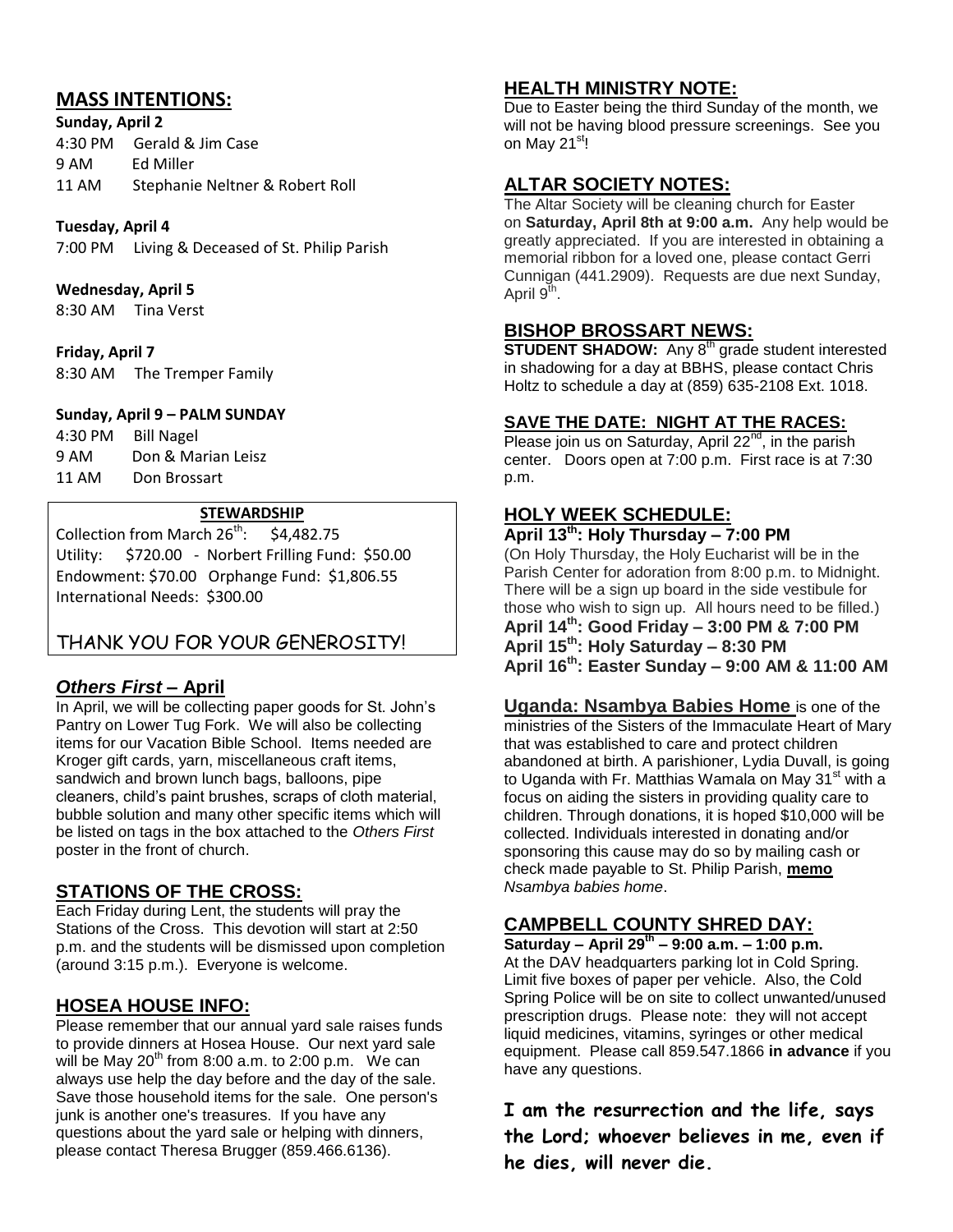## MASS INTENTIONS:

**Sunday, April 2**

4:30 PM Gerald & Jim Case
9 AM Ed Miller
11 AM Stephanie Neltner & Robert Roll

**Tuesday, April 4**

7:00 PM Living & Deceased of St. Philip Parish

**Wednesday, April 5**

8:30 AM Tina Verst

**Friday, April 7**

8:30 AM The Tremper Family

**Sunday, April 9 – PALM SUNDAY**

4:30 PM Bill Nagel
9 AM Don & Marian Leisz
11 AM Don Brossart

**STEWARDSHIP**

Collection from March 26th: $4,482.75
Utility: $720.00 - Norbert Frilling Fund: $50.00
Endowment: $70.00 Orphange Fund: $1,806.55
International Needs: $300.00

THANK YOU FOR YOUR GENEROSITY!

## *Others First* – April

In April, we will be collecting paper goods for St. John's Pantry on Lower Tug Fork. We will also be collecting items for our Vacation Bible School. Items needed are Kroger gift cards, yarn, miscellaneous craft items, sandwich and brown lunch bags, balloons, pipe cleaners, child's paint brushes, scraps of cloth material, bubble solution and many other specific items which will be listed on tags in the box attached to the *Others First* poster in the front of church.

## STATIONS OF THE CROSS:

Each Friday during Lent, the students will pray the Stations of the Cross. This devotion will start at 2:50 p.m. and the students will be dismissed upon completion (around 3:15 p.m.). Everyone is welcome.

## HOSEA HOUSE INFO:

Please remember that our annual yard sale raises funds to provide dinners at Hosea House. Our next yard sale will be May 20th from 8:00 a.m. to 2:00 p.m. We can always use help the day before and the day of the sale. Save those household items for the sale. One person's junk is another one's treasures. If you have any questions about the yard sale or helping with dinners, please contact Theresa Brugger (859.466.6136).

## HEALTH MINISTRY NOTE:

Due to Easter being the third Sunday of the month, we will not be having blood pressure screenings. See you on May 21st!

## ALTAR SOCIETY NOTES:

The Altar Society will be cleaning church for Easter on **Saturday, April 8th at 9:00 a.m.** Any help would be greatly appreciated. If you are interested in obtaining a memorial ribbon for a loved one, please contact Gerri Cunnigan (441.2909). Requests are due next Sunday, April 9th.

## BISHOP BROSSART NEWS:

**STUDENT SHADOW:** Any 8th grade student interested in shadowing for a day at BBHS, please contact Chris Holtz to schedule a day at (859) 635-2108 Ext. 1018.

## SAVE THE DATE: NIGHT AT THE RACES:

Please join us on Saturday, April 22nd, in the parish center. Doors open at 7:00 p.m. First race is at 7:30 p.m.

## HOLY WEEK SCHEDULE:

**April 13th: Holy Thursday – 7:00 PM**

(On Holy Thursday, the Holy Eucharist will be in the Parish Center for adoration from 8:00 p.m. to Midnight. There will be a sign up board in the side vestibule for those who wish to sign up. All hours need to be filled.)

**April 14th: Good Friday – 3:00 PM & 7:00 PM**
**April 15th: Holy Saturday – 8:30 PM**
**April 16th: Easter Sunday – 9:00 AM & 11:00 AM**

**Uganda: Nsambya Babies Home** is one of the ministries of the Sisters of the Immaculate Heart of Mary that was established to care and protect children abandoned at birth. A parishioner, Lydia Duvall, is going to Uganda with Fr. Matthias Wamala on May 31st with a focus on aiding the sisters in providing quality care to children. Through donations, it is hoped $10,000 will be collected. Individuals interested in donating and/or sponsoring this cause may do so by mailing cash or check made payable to St. Philip Parish, **memo** *Nsambya babies home*.

## CAMPBELL COUNTY SHRED DAY:

**Saturday – April 29th – 9:00 a.m. – 1:00 p.m.**

At the DAV headquarters parking lot in Cold Spring. Limit five boxes of paper per vehicle. Also, the Cold Spring Police will be on site to collect unwanted/unused prescription drugs. Please note: they will not accept liquid medicines, vitamins, syringes or other medical equipment. Please call 859.547.1866 **in advance** if you have any questions.

**I am the resurrection and the life, says the Lord; whoever believes in me, even if he dies, will never die.**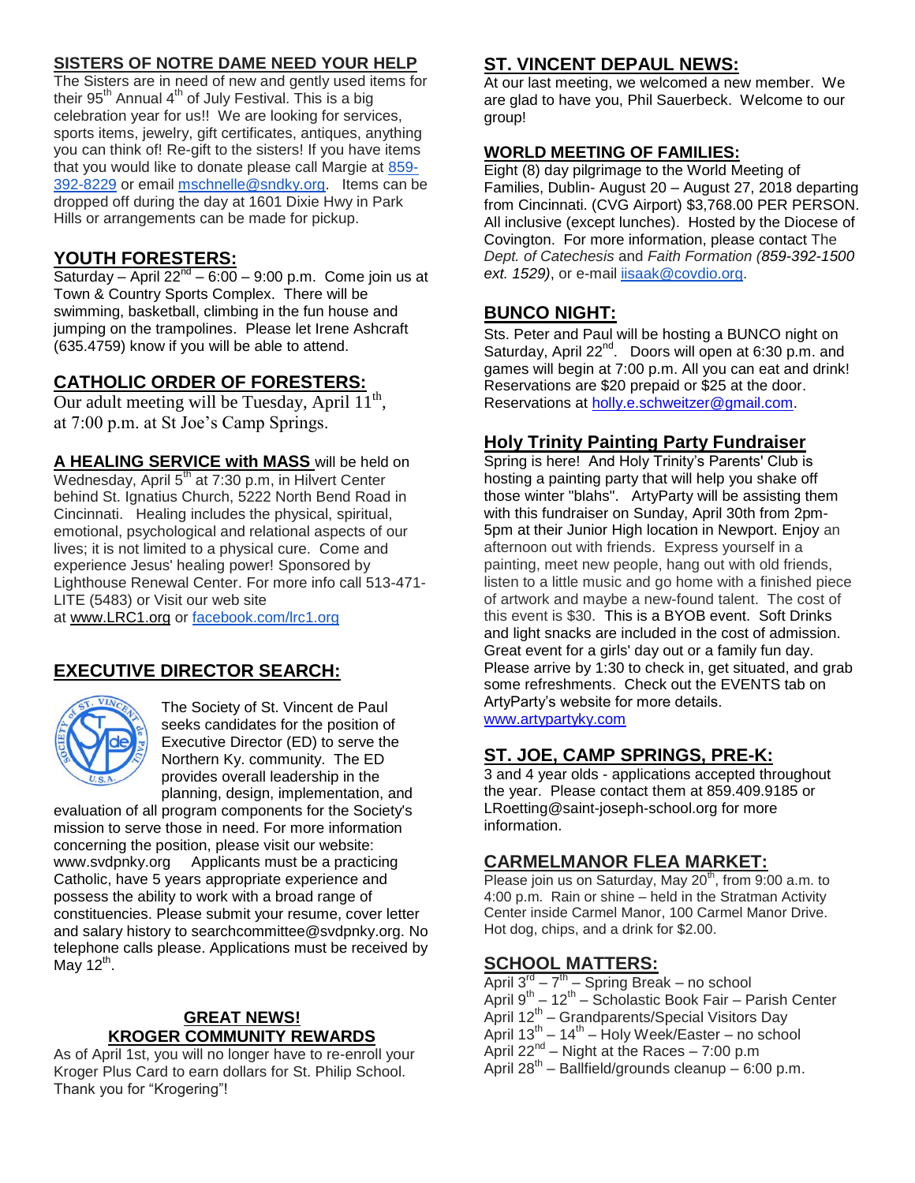## SISTERS OF NOTRE DAME NEED YOUR HELP

The Sisters are in need of new and gently used items for their 95th Annual 4th of July Festival. This is a big celebration year for us!! We are looking for services, sports items, jewelry, gift certificates, antiques, anything you can think of! Re-gift to the sisters! If you have items that you would like to donate please call Margie at 859-392-8229 or email mschnelle@sndky.org. Items can be dropped off during the day at 1601 Dixie Hwy in Park Hills or arrangements can be made for pickup.

## YOUTH FORESTERS:

Saturday – April 22nd – 6:00 – 9:00 p.m. Come join us at Town & Country Sports Complex. There will be swimming, basketball, climbing in the fun house and jumping on the trampolines. Please let Irene Ashcraft (635.4759) know if you will be able to attend.

## CATHOLIC ORDER OF FORESTERS:

Our adult meeting will be Tuesday, April 11th, at 7:00 p.m. at St Joe's Camp Springs.

**A HEALING SERVICE with MASS** will be held on Wednesday, April 5th at 7:30 p.m, in Hilvert Center behind St. Ignatius Church, 5222 North Bend Road in Cincinnati. Healing includes the physical, spiritual, emotional, psychological and relational aspects of our lives; it is not limited to a physical cure. Come and experience Jesus' healing power! Sponsored by Lighthouse Renewal Center. For more info call 513-471-LITE (5483) or Visit our web site at www.LRC1.org or facebook.com/lrc1.org

## EXECUTIVE DIRECTOR SEARCH:

The Society of St. Vincent de Paul seeks candidates for the position of Executive Director (ED) to serve the Northern Ky. community. The ED provides overall leadership in the planning, design, implementation, and evaluation of all program components for the Society's mission to serve those in need. For more information concerning the position, please visit our website: www.svdpnky.org Applicants must be a practicing Catholic, have 5 years appropriate experience and possess the ability to work with a broad range of constituencies. Please submit your resume, cover letter and salary history to searchcommittee@svdpnky.org. No telephone calls please. Applications must be received by May 12th.

## GREAT NEWS! KROGER COMMUNITY REWARDS

As of April 1st, you will no longer have to re-enroll your Kroger Plus Card to earn dollars for St. Philip School. Thank you for "Krogering"!

## ST. VINCENT DEPAUL NEWS:

At our last meeting, we welcomed a new member. We are glad to have you, Phil Sauerbeck. Welcome to our group!

## WORLD MEETING OF FAMILIES:

Eight (8) day pilgrimage to the World Meeting of Families, Dublin- August 20 – August 27, 2018 departing from Cincinnati. (CVG Airport) $3,768.00 PER PERSON. All inclusive (except lunches). Hosted by the Diocese of Covington. For more information, please contact The *Dept. of Catechesis* and *Faith Formation (859-392-1500 ext. 1529)*, or e-mail iisaak@covdio.org.

## BUNCO NIGHT:

Sts. Peter and Paul will be hosting a BUNCO night on Saturday, April 22nd. Doors will open at 6:30 p.m. and games will begin at 7:00 p.m. All you can eat and drink! Reservations are $20 prepaid or $25 at the door. Reservations at holly.e.schweitzer@gmail.com.

## Holy Trinity Painting Party Fundraiser

Spring is here! And Holy Trinity's Parents' Club is hosting a painting party that will help you shake off those winter "blahs". ArtyParty will be assisting them with this fundraiser on Sunday, April 30th from 2pm-5pm at their Junior High location in Newport. Enjoy an afternoon out with friends. Express yourself in a painting, meet new people, hang out with old friends, listen to a little music and go home with a finished piece of artwork and maybe a new-found talent. The cost of this event is $30. This is a BYOB event. Soft Drinks and light snacks are included in the cost of admission. Great event for a girls' day out or a family fun day. Please arrive by 1:30 to check in, get situated, and grab some refreshments. Check out the EVENTS tab on ArtyParty's website for more details.
www.artypartyky.com

## ST. JOE, CAMP SPRINGS, PRE-K:

3 and 4 year olds - applications accepted throughout the year. Please contact them at 859.409.9185 or LRoetting@saint-joseph-school.org for more information.

## CARMELMANOR FLEA MARKET:

Please join us on Saturday, May 20th, from 9:00 a.m. to 4:00 p.m. Rain or shine – held in the Stratman Activity Center inside Carmel Manor, 100 Carmel Manor Drive. Hot dog, chips, and a drink for $2.00.

## SCHOOL MATTERS:

April 3rd – 7th – Spring Break – no school
April 9th – 12th – Scholastic Book Fair – Parish Center
April 12th – Grandparents/Special Visitors Day
April 13th – 14th – Holy Week/Easter – no school
April 22nd – Night at the Races – 7:00 p.m
April 28th – Ballfield/grounds cleanup – 6:00 p.m.